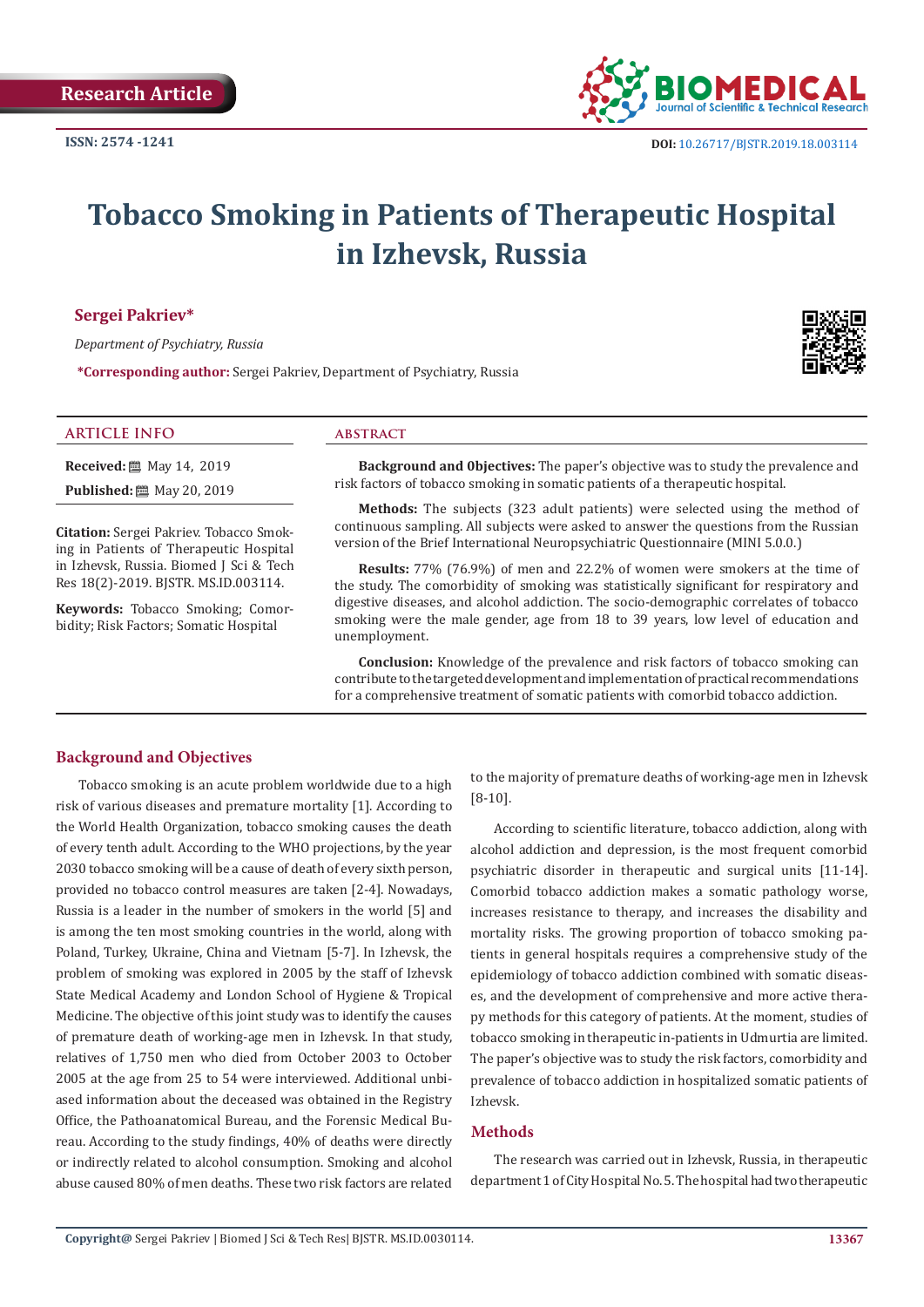Research Article

ISSN: 2574 -1241

DOI: 10.26717/BJSTR.2019.18.003114

# Tobacco Smoking in Patients of Therapeutic Hospital in Izhevsk, Russia

**Sergei Pakriev***

*Department of Psychiatry, Russia*

***Corresponding author:** Sergei Pakriev, Department of Psychiatry, Russia

## ARTICLE INFO

**Received:** May 14, 2019

**Published:** May 20, 2019

**Citation:** Sergei Pakriev. Tobacco Smoking in Patients of Therapeutic Hospital in Izhevsk, Russia. Biomed J Sci & Tech Res 18(2)-2019. BJSTR. MS.ID.003114.

**Keywords:** Tobacco Smoking; Comorbidity; Risk Factors; Somatic Hospital

## ABSTRACT

**Background and Objectives:** The paper's objective was to study the prevalence and risk factors of tobacco smoking in somatic patients of a therapeutic hospital.

**Methods:** The subjects (323 adult patients) were selected using the method of continuous sampling. All subjects were asked to answer the questions from the Russian version of the Brief International Neuropsychiatric Questionnaire (MINI 5.0.0.)

**Results:** 77% (76.9%) of men and 22.2% of women were smokers at the time of the study. The comorbidity of smoking was statistically significant for respiratory and digestive diseases, and alcohol addiction. The socio-demographic correlates of tobacco smoking were the male gender, age from 18 to 39 years, low level of education and unemployment.

**Conclusion:** Knowledge of the prevalence and risk factors of tobacco smoking can contribute to the targeted development and implementation of practical recommendations for a comprehensive treatment of somatic patients with comorbid tobacco addiction.

## Background and Objectives

Tobacco smoking is an acute problem worldwide due to a high risk of various diseases and premature mortality [1]. According to the World Health Organization, tobacco smoking causes the death of every tenth adult. According to the WHO projections, by the year 2030 tobacco smoking will be a cause of death of every sixth person, provided no tobacco control measures are taken [2-4]. Nowadays, Russia is a leader in the number of smokers in the world [5] and is among the ten most smoking countries in the world, along with Poland, Turkey, Ukraine, China and Vietnam [5-7]. In Izhevsk, the problem of smoking was explored in 2005 by the staff of Izhevsk State Medical Academy and London School of Hygiene & Tropical Medicine. The objective of this joint study was to identify the causes of premature death of working-age men in Izhevsk. In that study, relatives of 1,750 men who died from October 2003 to October 2005 at the age from 25 to 54 were interviewed. Additional unbiased information about the deceased was obtained in the Registry Office, the Pathoanatomical Bureau, and the Forensic Medical Bureau. According to the study findings, 40% of deaths were directly or indirectly related to alcohol consumption. Smoking and alcohol abuse caused 80% of men deaths. These two risk factors are related to the majority of premature deaths of working-age men in Izhevsk [8-10].

According to scientific literature, tobacco addiction, along with alcohol addiction and depression, is the most frequent comorbid psychiatric disorder in therapeutic and surgical units [11-14]. Comorbid tobacco addiction makes a somatic pathology worse, increases resistance to therapy, and increases the disability and mortality risks. The growing proportion of tobacco smoking patients in general hospitals requires a comprehensive study of the epidemiology of tobacco addiction combined with somatic diseases, and the development of comprehensive and more active therapy methods for this category of patients. At the moment, studies of tobacco smoking in therapeutic in-patients in Udmurtia are limited. The paper's objective was to study the risk factors, comorbidity and prevalence of tobacco addiction in hospitalized somatic patients of Izhevsk.

## Methods

The research was carried out in Izhevsk, Russia, in therapeutic department 1 of City Hospital No. 5. The hospital had two therapeutic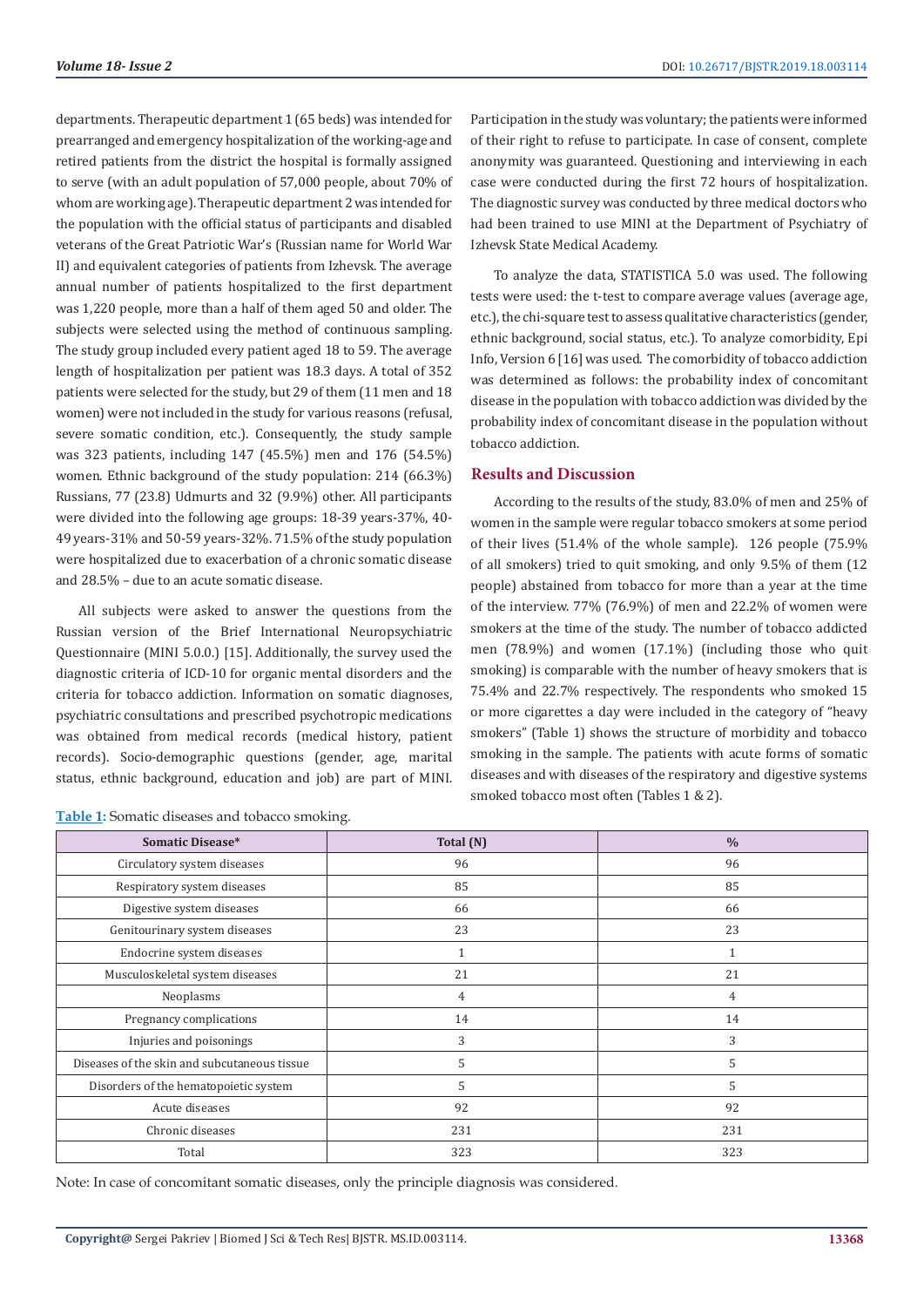departments. Therapeutic department 1 (65 beds) was intended for prearranged and emergency hospitalization of the working-age and retired patients from the district the hospital is formally assigned to serve (with an adult population of 57,000 people, about 70% of whom are working age). Therapeutic department 2 was intended for the population with the official status of participants and disabled veterans of the Great Patriotic War's (Russian name for World War II) and equivalent categories of patients from Izhevsk. The average annual number of patients hospitalized to the first department was 1,220 people, more than a half of them aged 50 and older. The subjects were selected using the method of continuous sampling. The study group included every patient aged 18 to 59. The average length of hospitalization per patient was 18.3 days. A total of 352 patients were selected for the study, but 29 of them (11 men and 18 women) were not included in the study for various reasons (refusal, severe somatic condition, etc.). Consequently, the study sample was 323 patients, including 147 (45.5%) men and 176 (54.5%) women. Ethnic background of the study population: 214 (66.3%) Russians, 77 (23.8) Udmurts and 32 (9.9%) other. All participants were divided into the following age groups: 18-39 years-37%, 40-49 years-31% and 50-59 years-32%. 71.5% of the study population were hospitalized due to exacerbation of a chronic somatic disease and 28.5% – due to an acute somatic disease.

All subjects were asked to answer the questions from the Russian version of the Brief International Neuropsychiatric Questionnaire (MINI 5.0.0.) [15]. Additionally, the survey used the diagnostic criteria of ICD-10 for organic mental disorders and the criteria for tobacco addiction. Information on somatic diagnoses, psychiatric consultations and prescribed psychotropic medications was obtained from medical records (medical history, patient records). Socio-demographic questions (gender, age, marital status, ethnic background, education and job) are part of MINI. Participation in the study was voluntary; the patients were informed of their right to refuse to participate. In case of consent, complete anonymity was guaranteed. Questioning and interviewing in each case were conducted during the first 72 hours of hospitalization. The diagnostic survey was conducted by three medical doctors who had been trained to use MINI at the Department of Psychiatry of Izhevsk State Medical Academy.

To analyze the data, STATISTICA 5.0 was used. The following tests were used: the t-test to compare average values (average age, etc.), the chi-square test to assess qualitative characteristics (gender, ethnic background, social status, etc.). To analyze comorbidity, Epi Info, Version 6 [16] was used. The comorbidity of tobacco addiction was determined as follows: the probability index of concomitant disease in the population with tobacco addiction was divided by the probability index of concomitant disease in the population without tobacco addiction.

## Results and Discussion

According to the results of the study, 83.0% of men and 25% of women in the sample were regular tobacco smokers at some period of their lives (51.4% of the whole sample). 126 people (75.9% of all smokers) tried to quit smoking, and only 9.5% of them (12 people) abstained from tobacco for more than a year at the time of the interview. 77% (76.9%) of men and 22.2% of women were smokers at the time of the study. The number of tobacco addicted men (78.9%) and women (17.1%) (including those who quit smoking) is comparable with the number of heavy smokers that is 75.4% and 22.7% respectively. The respondents who smoked 15 or more cigarettes a day were included in the category of "heavy smokers" (Table 1) shows the structure of morbidity and tobacco smoking in the sample. The patients with acute forms of somatic diseases and with diseases of the respiratory and digestive systems smoked tobacco most often (Tables 1 & 2).

**Table 1:** Somatic diseases and tobacco smoking.

| Somatic Disease* | Total (N) | % |
|---|---|---|
| Circulatory system diseases | 96 | 96 |
| Respiratory system diseases | 85 | 85 |
| Digestive system diseases | 66 | 66 |
| Genitourinary system diseases | 23 | 23 |
| Endocrine system diseases | 1 | 1 |
| Musculoskeletal system diseases | 21 | 21 |
| Neoplasms | 4 | 4 |
| Pregnancy complications | 14 | 14 |
| Injuries and poisonings | 3 | 3 |
| Diseases of the skin and subcutaneous tissue | 5 | 5 |
| Disorders of the hematopoietic system | 5 | 5 |
| Acute diseases | 92 | 92 |
| Chronic diseases | 231 | 231 |
| Total | 323 | 323 |

Note: In case of concomitant somatic diseases, only the principle diagnosis was considered.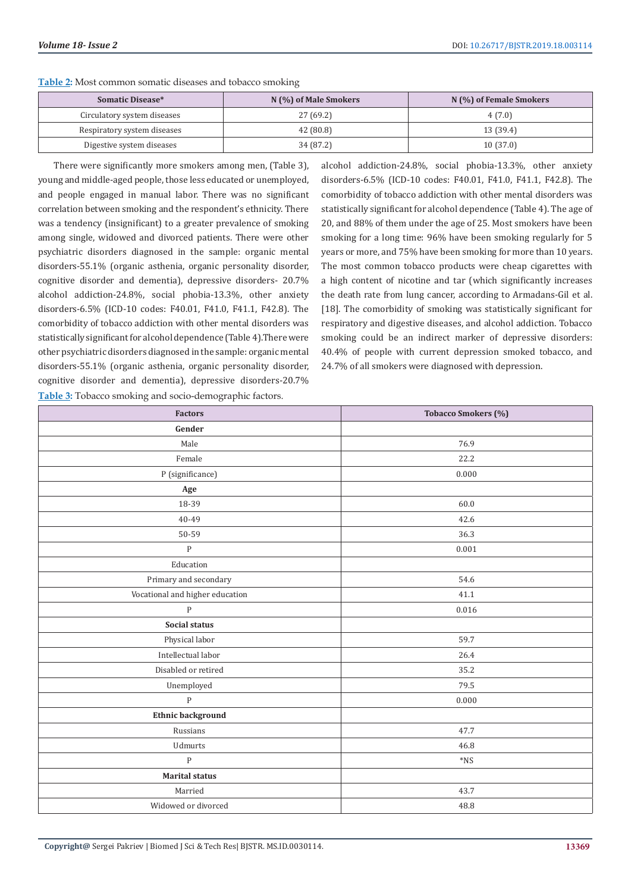**Table 2**: Most common somatic diseases and tobacco smoking

| Somatic Disease* | N (%) of Male Smokers | N (%) of Female Smokers |
|---|---|---|
| Circulatory system diseases | 27 (69.2) | 4 (7.0) |
| Respiratory system diseases | 42 (80.8) | 13 (39.4) |
| Digestive system diseases | 34 (87.2) | 10 (37.0) |

There were significantly more smokers among men, (Table 3), young and middle-aged people, those less educated or unemployed, and people engaged in manual labor. There was no significant correlation between smoking and the respondent's ethnicity. There was a tendency (insignificant) to a greater prevalence of smoking among single, widowed and divorced patients. There were other psychiatric disorders diagnosed in the sample: organic mental disorders-55.1% (organic asthenia, organic personality disorder, cognitive disorder and dementia), depressive disorders- 20.7% alcohol addiction-24.8%, social phobia-13.3%, other anxiety disorders-6.5% (ICD-10 codes: F40.01, F41.0, F41.1, F42.8). The comorbidity of tobacco addiction with other mental disorders was statistically significant for alcohol dependence (Table 4).There were other psychiatric disorders diagnosed in the sample: organic mental disorders-55.1% (organic asthenia, organic personality disorder, cognitive disorder and dementia), depressive disorders-20.7% alcohol addiction-24.8%, social phobia-13.3%, other anxiety disorders-6.5% (ICD-10 codes: F40.01, F41.0, F41.1, F42.8). The comorbidity of tobacco addiction with other mental disorders was statistically significant for alcohol dependence (Table 4). The age of 20, and 88% of them under the age of 25. Most smokers have been smoking for a long time: 96% have been smoking regularly for 5 years or more, and 75% have been smoking for more than 10 years. The most common tobacco products were cheap cigarettes with a high content of nicotine and tar (which significantly increases the death rate from lung cancer, according to Armadans-Gil et al. [18]. The comorbidity of smoking was statistically significant for respiratory and digestive diseases, and alcohol addiction. Tobacco smoking could be an indirect marker of depressive disorders: 40.4% of people with current depression smoked tobacco, and 24.7% of all smokers were diagnosed with depression.

**Table 3**: Tobacco smoking and socio-demographic factors.

| Factors | Tobacco Smokers (%) |
|---|---|
| **Gender** | |
| Male | 76.9 |
| Female | 22.2 |
| P (significance) | 0.000 |
| **Age** | |
| 18-39 | 60.0 |
| 40-49 | 42.6 |
| 50-59 | 36.3 |
| P | 0.001 |
| Education | |
| Primary and secondary | 54.6 |
| Vocational and higher education | 41.1 |
| P | 0.016 |
| **Social status** | |
| Physical labor | 59.7 |
| Intellectual labor | 26.4 |
| Disabled or retired | 35.2 |
| Unemployed | 79.5 |
| P | 0.000 |
| **Ethnic background** | |
| Russians | 47.7 |
| Udmurts | 46.8 |
| P | *NS |
| **Marital status** | |
| Married | 43.7 |
| Widowed or divorced | 48.8 |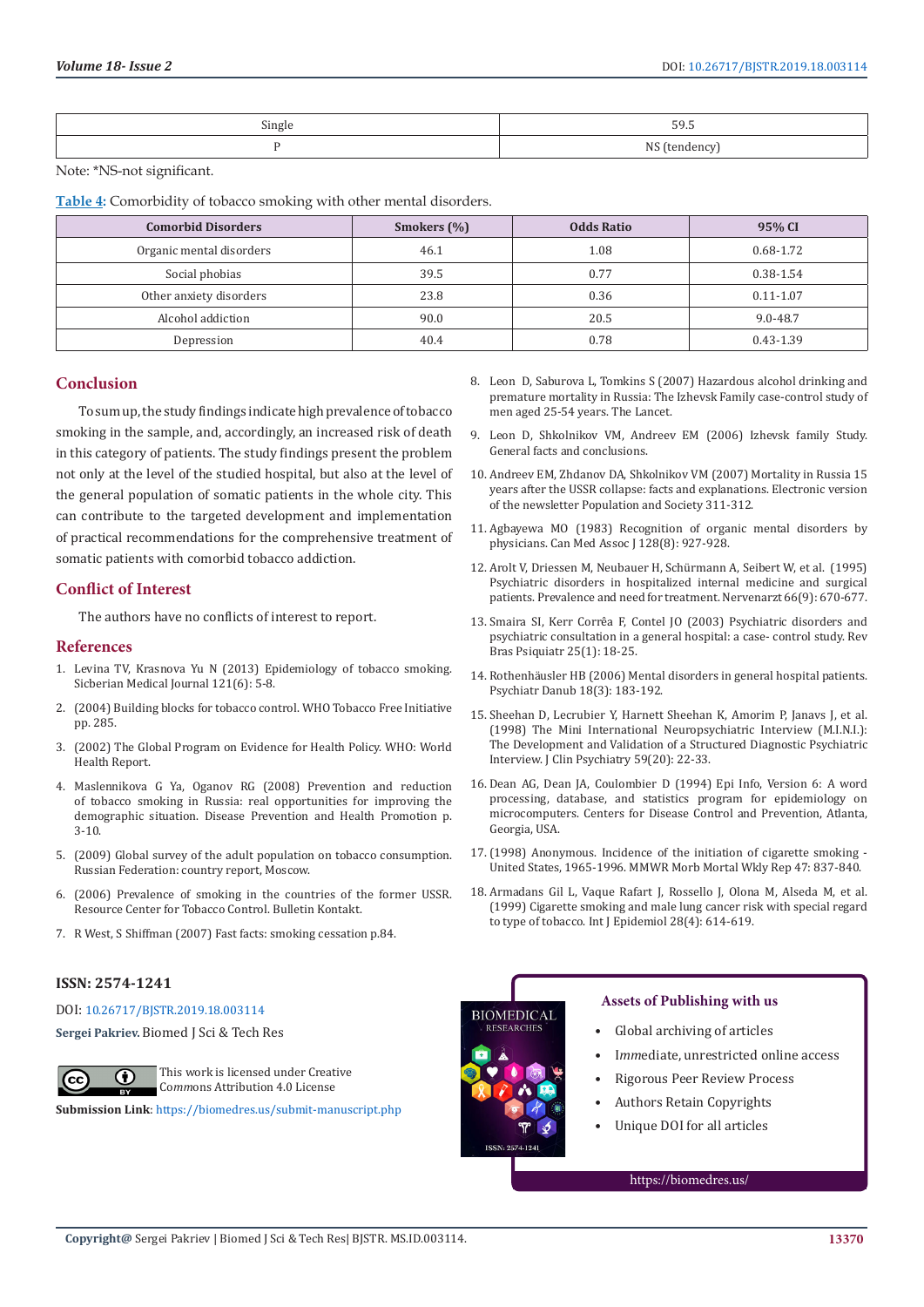| | |
|---|---|
| Single | 59.5 |
| P | NS (tendency) |

Note: *NS-not significant.

**Table 4:** Comorbidity of tobacco smoking with other mental disorders.

| Comorbid Disorders | Smokers (%) | Odds Ratio | 95% CI |
|---|---|---|---|
| Organic mental disorders | 46.1 | 1.08 | 0.68-1.72 |
| Social phobias | 39.5 | 0.77 | 0.38-1.54 |
| Other anxiety disorders | 23.8 | 0.36 | 0.11-1.07 |
| Alcohol addiction | 90.0 | 20.5 | 9.0-48.7 |
| Depression | 40.4 | 0.78 | 0.43-1.39 |

## Conclusion

To sum up, the study findings indicate high prevalence of tobacco smoking in the sample, and, accordingly, an increased risk of death in this category of patients. The study findings present the problem not only at the level of the studied hospital, but also at the level of the general population of somatic patients in the whole city. This can contribute to the targeted development and implementation of practical recommendations for the comprehensive treatment of somatic patients with comorbid tobacco addiction.

## Conflict of Interest

The authors have no conflicts of interest to report.

## References

1. Levina TV, Krasnova Yu N (2013) Epidemiology of tobacco smoking. Sicberian Medical Journal 121(6): 5-8.
2. (2004) Building blocks for tobacco control. WHO Tobacco Free Initiative pp. 285.
3. (2002) The Global Program on Evidence for Health Policy. WHO: World Health Report.
4. Maslennikova G Ya, Oganov RG (2008) Prevention and reduction of tobacco smoking in Russia: real opportunities for improving the demographic situation. Disease Prevention and Health Promotion p. 3-10.
5. (2009) Global survey of the adult population on tobacco consumption. Russian Federation: country report, Moscow.
6. (2006) Prevalence of smoking in the countries of the former USSR. Resource Center for Tobacco Control. Bulletin Kontakt.
7. R West, S Shiffman (2007) Fast facts: smoking cessation p.84.
8. Leon D, Saburova L, Tomkins S (2007) Hazardous alcohol drinking and premature mortality in Russia: The Izhevsk Family case-control study of men aged 25-54 years. The Lancet.
9. Leon D, Shkolnikov VM, Andreev EM (2006) Izhevsk family Study. General facts and conclusions.
10. Andreev EM, Zhdanov DA, Shkolnikov VM (2007) Mortality in Russia 15 years after the USSR collapse: facts and explanations. Electronic version of the newsletter Population and Society 311-312.
11. Agbayewa MO (1983) Recognition of organic mental disorders by physicians. Can Med Assoc J 128(8): 927-928.
12. Arolt V, Driessen M, Neubauer H, Schürmann A, Seibert W, et al. (1995) Psychiatric disorders in hospitalized internal medicine and surgical patients. Prevalence and need for treatment. Nervenarzt 66(9): 670-677.
13. Smaira SI, Kerr Corrêa F, Contel JO (2003) Psychiatric disorders and psychiatric consultation in a general hospital: a case- control study. Rev Bras Psiquiatr 25(1): 18-25.
14. Rothenhäusler HB (2006) Mental disorders in general hospital patients. Psychiatr Danub 18(3): 183-192.
15. Sheehan D, Lecrubier Y, Harnett Sheehan K, Amorim P, Janavs J, et al. (1998) The Mini International Neuropsychiatric Interview (M.I.N.I.): The Development and Validation of a Structured Diagnostic Psychiatric Interview. J Clin Psychiatry 59(20): 22-33.
16. Dean AG, Dean JA, Coulombier D (1994) Epi Info, Version 6: A word processing, database, and statistics program for epidemiology on microcomputers. Centers for Disease Control and Prevention, Atlanta, Georgia, USA.
17. (1998) Anonymous. Incidence of the initiation of cigarette smoking - United States, 1965-1996. MMWR Morb Mortal Wkly Rep 47: 837-840.
18. Armadans Gil L, Vaque Rafart J, Rossello J, Olona M, Alseda M, et al. (1999) Cigarette smoking and male lung cancer risk with special regard to type of tobacco. Int J Epidemiol 28(4): 614-619.

**ISSN: 2574-1241**

DOI: 10.26717/BJSTR.2019.18.003114

**Sergei Pakriev.** Biomed J Sci & Tech Res

This work is licensed under Creative Commons Attribution 4.0 License

**Submission Link**: https://biomedres.us/submit-manuscript.php

**Assets of Publishing with us**

- Global archiving of articles
- Immediate, unrestricted online access
- Rigorous Peer Review Process
- Authors Retain Copyrights
- Unique DOI for all articles

https://biomedres.us/